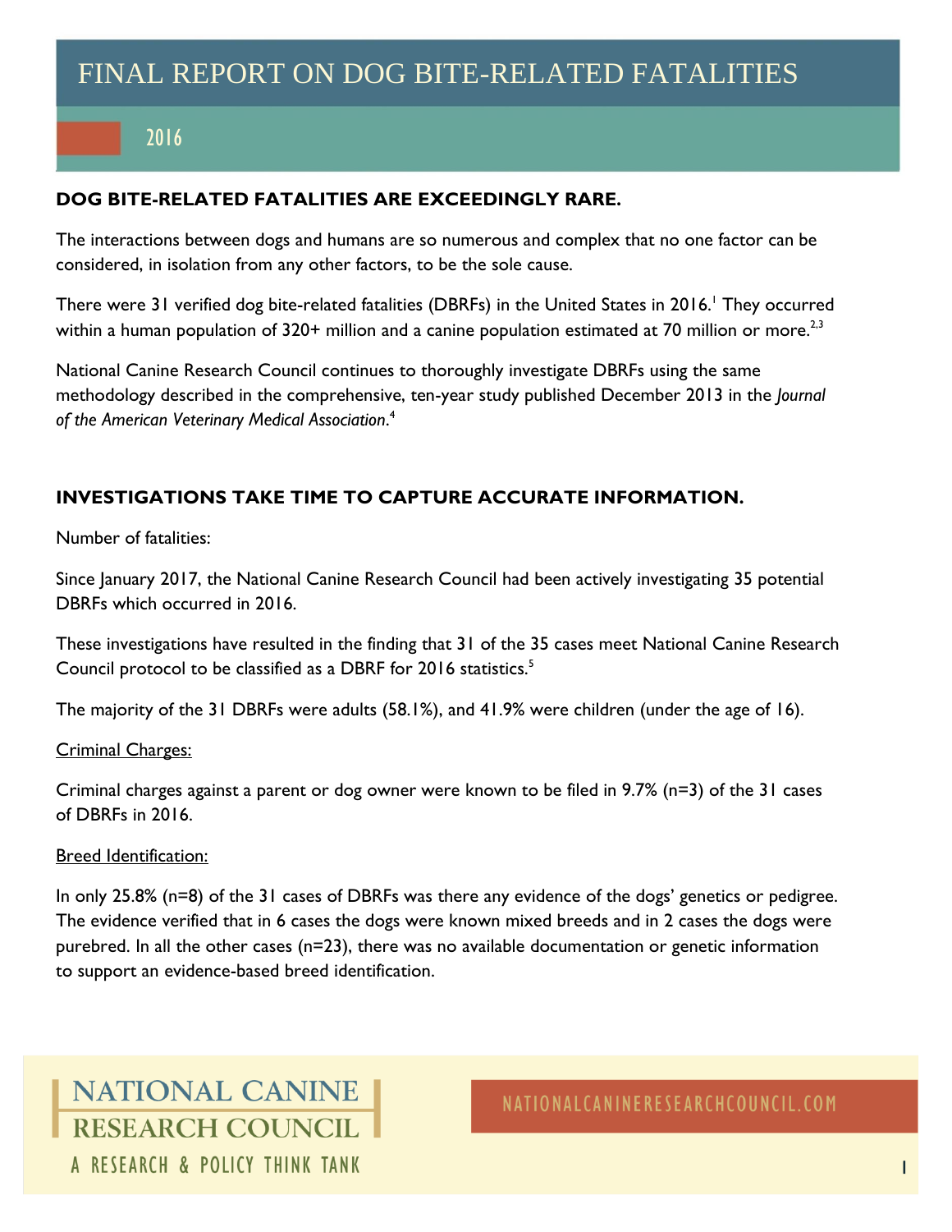# FINAL REPORT ON DOG BITE-RELATED FATALITIES

## 2016

### DOG BITE-RELATED FATALITIES ARE EXCEEDINGLY RARE.

The interactions between dogs and humans are so numerous and complex that no one factor can be considered, in isolation from any other factors, to be the sole cause.

There were 31 verified dog bite-related fatalities (DBRFs) in the United States in 2016.[1] They occurred within a human population of 320+ million and a canine population estimated at 70 million or more.[2,3]

National Canine Research Council continues to thoroughly investigate DBRFs using the same methodology described in the comprehensive, ten-year study published December 2013 in the *Journal of the American Veterinary Medical Association*.[4]

### INVESTIGATIONS TAKE TIME TO CAPTURE ACCURATE INFORMATION.

Number of fatalities:

Since January 2017, the National Canine Research Council had been actively investigating 35 potential DBRFs which occurred in 2016.

These investigations have resulted in the finding that 31 of the 35 cases meet National Canine Research Council protocol to be classified as a DBRF for 2016 statistics.[5]

The majority of the 31 DBRFs were adults (58.1%), and 41.9% were children (under the age of 16).

<u>Criminal Charges:</u>

Criminal charges against a parent or dog owner were known to be filed in 9.7% (n=3) of the 31 cases of DBRFs in 2016.

<u>Breed Identification:</u>

In only 25.8% (n=8) of the 31 cases of DBRFs was there any evidence of the dogs' genetics or pedigree. The evidence verified that in 6 cases the dogs were known mixed breeds and in 2 cases the dogs were purebred. In all the other cases (n=23), there was no available documentation or genetic information to support an evidence-based breed identification.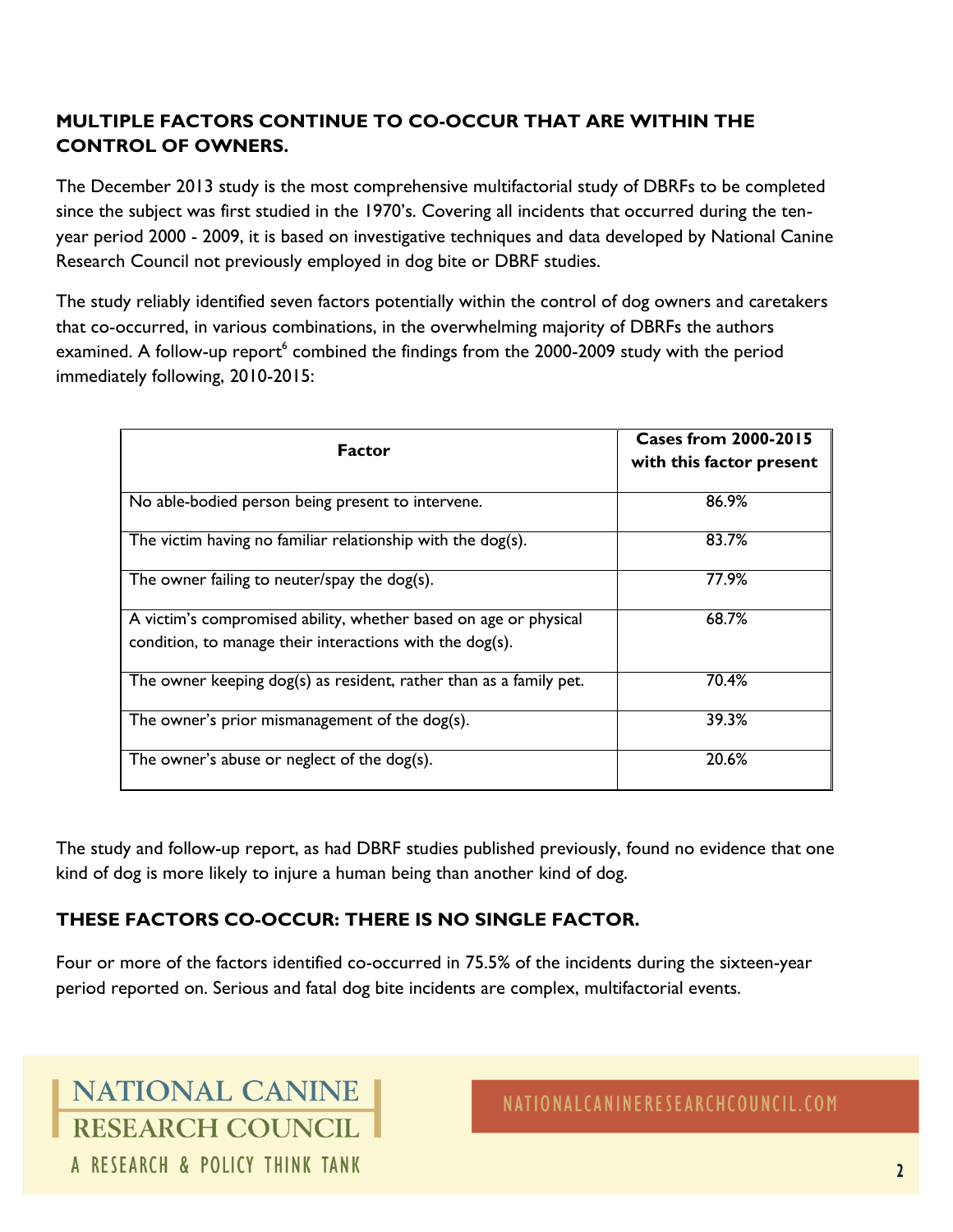## MULTIPLE FACTORS CONTINUE TO CO-OCCUR THAT ARE WITHIN THE CONTROL OF OWNERS.

The December 2013 study is the most comprehensive multifactorial study of DBRFs to be completed since the subject was first studied in the 1970's. Covering all incidents that occurred during the ten-year period 2000 - 2009, it is based on investigative techniques and data developed by National Canine Research Council not previously employed in dog bite or DBRF studies.

The study reliably identified seven factors potentially within the control of dog owners and caretakers that co-occurred, in various combinations, in the overwhelming majority of DBRFs the authors examined. A follow-up report[6] combined the findings from the 2000-2009 study with the period immediately following, 2010-2015:

| Factor | Cases from 2000-2015 with this factor present |
|---|---|
| No able-bodied person being present to intervene. | 86.9% |
| The victim having no familiar relationship with the dog(s). | 83.7% |
| The owner failing to neuter/spay the dog(s). | 77.9% |
| A victim's compromised ability, whether based on age or physical condition, to manage their interactions with the dog(s). | 68.7% |
| The owner keeping dog(s) as resident, rather than as a family pet. | 70.4% |
| The owner's prior mismanagement of the dog(s). | 39.3% |
| The owner's abuse or neglect of the dog(s). | 20.6% |

The study and follow-up report, as had DBRF studies published previously, found no evidence that one kind of dog is more likely to injure a human being than another kind of dog.

## THESE FACTORS CO-OCCUR: THERE IS NO SINGLE FACTOR.

Four or more of the factors identified co-occurred in 75.5% of the incidents during the sixteen-year period reported on. Serious and fatal dog bite incidents are complex, multifactorial events.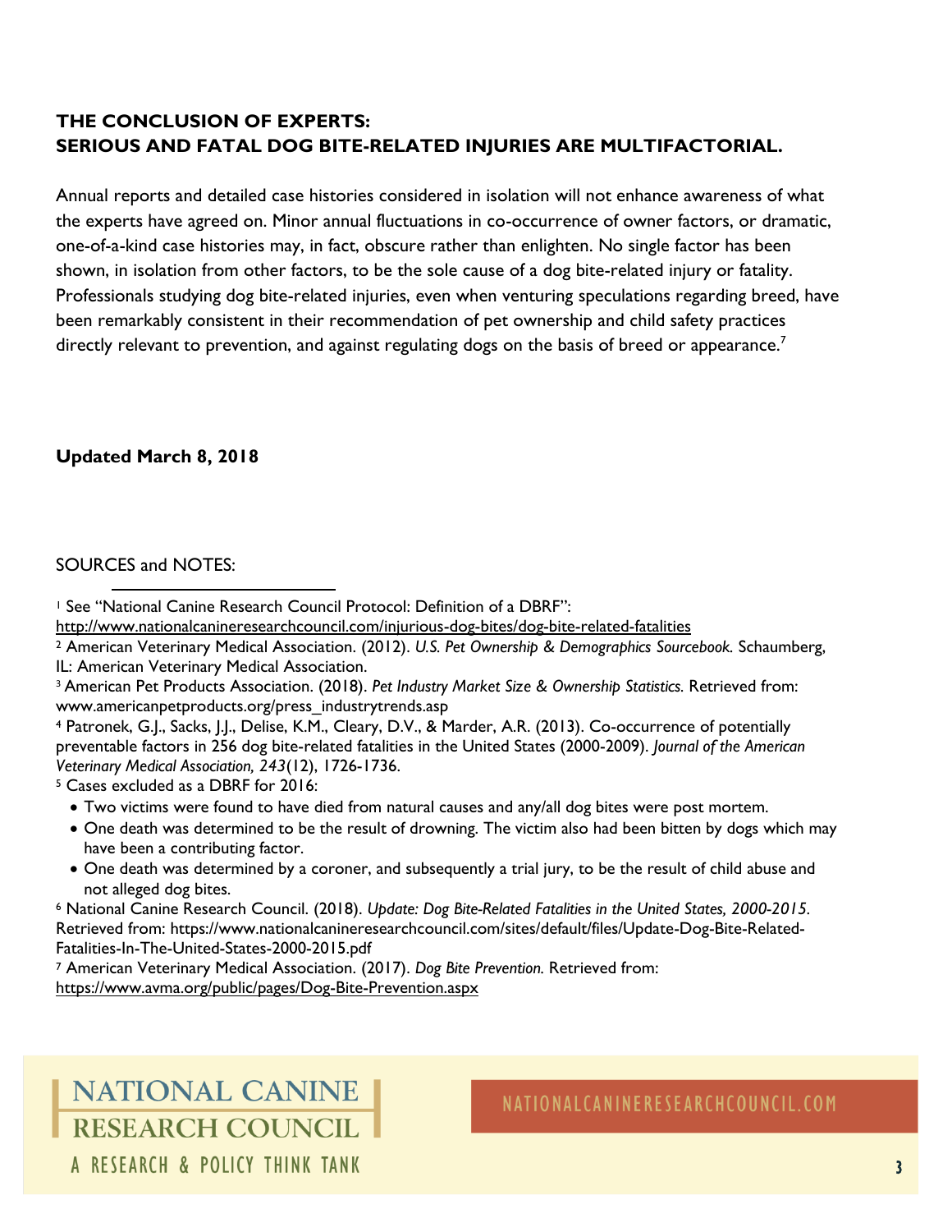**THE CONCLUSION OF EXPERTS:**
**SERIOUS AND FATAL DOG BITE-RELATED INJURIES ARE MULTIFACTORIAL.**

Annual reports and detailed case histories considered in isolation will not enhance awareness of what the experts have agreed on. Minor annual fluctuations in co-occurrence of owner factors, or dramatic, one-of-a-kind case histories may, in fact, obscure rather than enlighten. No single factor has been shown, in isolation from other factors, to be the sole cause of a dog bite-related injury or fatality. Professionals studying dog bite-related injuries, even when venturing speculations regarding breed, have been remarkably consistent in their recommendation of pet ownership and child safety practices directly relevant to prevention, and against regulating dogs on the basis of breed or appearance.[7]

**Updated March 8, 2018**

SOURCES and NOTES:

[1] See "National Canine Research Council Protocol: Definition of a DBRF":
http://www.nationalcanineresearchcouncil.com/injurious-dog-bites/dog-bite-related-fatalities

[2] American Veterinary Medical Association. (2012). *U.S. Pet Ownership & Demographics Sourcebook.* Schaumberg, IL: American Veterinary Medical Association.

[3] American Pet Products Association. (2018). *Pet Industry Market Size & Ownership Statistics.* Retrieved from: www.americanpetproducts.org/press_industrytrends.asp

[4] Patronek, G.J., Sacks, J.J., Delise, K.M., Cleary, D.V., & Marder, A.R. (2013). Co-occurrence of potentially preventable factors in 256 dog bite-related fatalities in the United States (2000-2009). *Journal of the American Veterinary Medical Association, 243*(12), 1726-1736.

[5] Cases excluded as a DBRF for 2016:

- Two victims were found to have died from natural causes and any/all dog bites were post mortem.
- One death was determined to be the result of drowning. The victim also had been bitten by dogs which may have been a contributing factor.
- One death was determined by a coroner, and subsequently a trial jury, to be the result of child abuse and not alleged dog bites.

[6] National Canine Research Council. (2018). *Update: Dog Bite-Related Fatalities in the United States, 2000-2015*. Retrieved from: https://www.nationalcanineresearchcouncil.com/sites/default/files/Update-Dog-Bite-Related-Fatalities-In-The-United-States-2000-2015.pdf

[7] American Veterinary Medical Association. (2017). *Dog Bite Prevention.* Retrieved from: https://www.avma.org/public/pages/Dog-Bite-Prevention.aspx